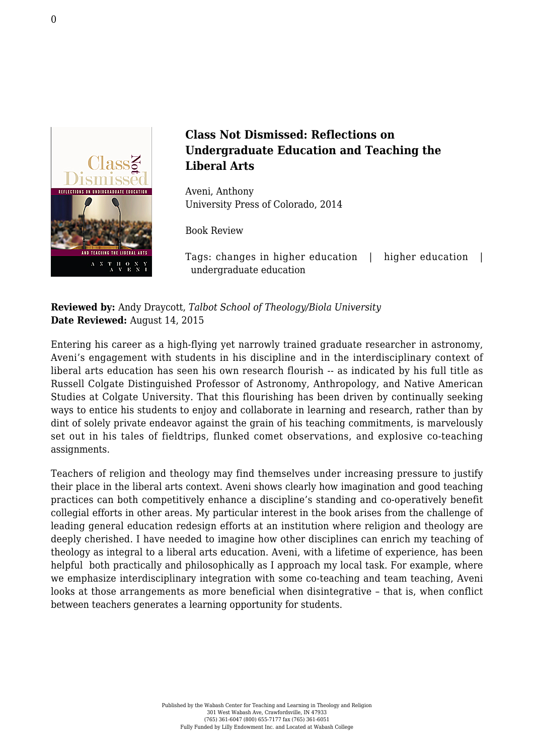# Class Not Dismissed: Reflections on Undergraduate Education and Teaching the Liberal Arts

Aveni, Anthony
University Press of Colorado, 2014

Book Review

Tags: changes in higher education | higher education | undergraduate education

**Reviewed by:** Andy Draycott, *Talbot School of Theology/Biola University*
**Date Reviewed:** August 14, 2015

Entering his career as a high-flying yet narrowly trained graduate researcher in astronomy, Aveni's engagement with students in his discipline and in the interdisciplinary context of liberal arts education has seen his own research flourish -- as indicated by his full title as Russell Colgate Distinguished Professor of Astronomy, Anthropology, and Native American Studies at Colgate University. That this flourishing has been driven by continually seeking ways to entice his students to enjoy and collaborate in learning and research, rather than by dint of solely private endeavor against the grain of his teaching commitments, is marvelously set out in his tales of fieldtrips, flunked comet observations, and explosive co-teaching assignments.

Teachers of religion and theology may find themselves under increasing pressure to justify their place in the liberal arts context. Aveni shows clearly how imagination and good teaching practices can both competitively enhance a discipline's standing and co-operatively benefit collegial efforts in other areas. My particular interest in the book arises from the challenge of leading general education redesign efforts at an institution where religion and theology are deeply cherished. I have needed to imagine how other disciplines can enrich my teaching of theology as integral to a liberal arts education. Aveni, with a lifetime of experience, has been helpful both practically and philosophically as I approach my local task. For example, where we emphasize interdisciplinary integration with some co-teaching and team teaching, Aveni looks at those arrangements as more beneficial when disintegrative – that is, when conflict between teachers generates a learning opportunity for students.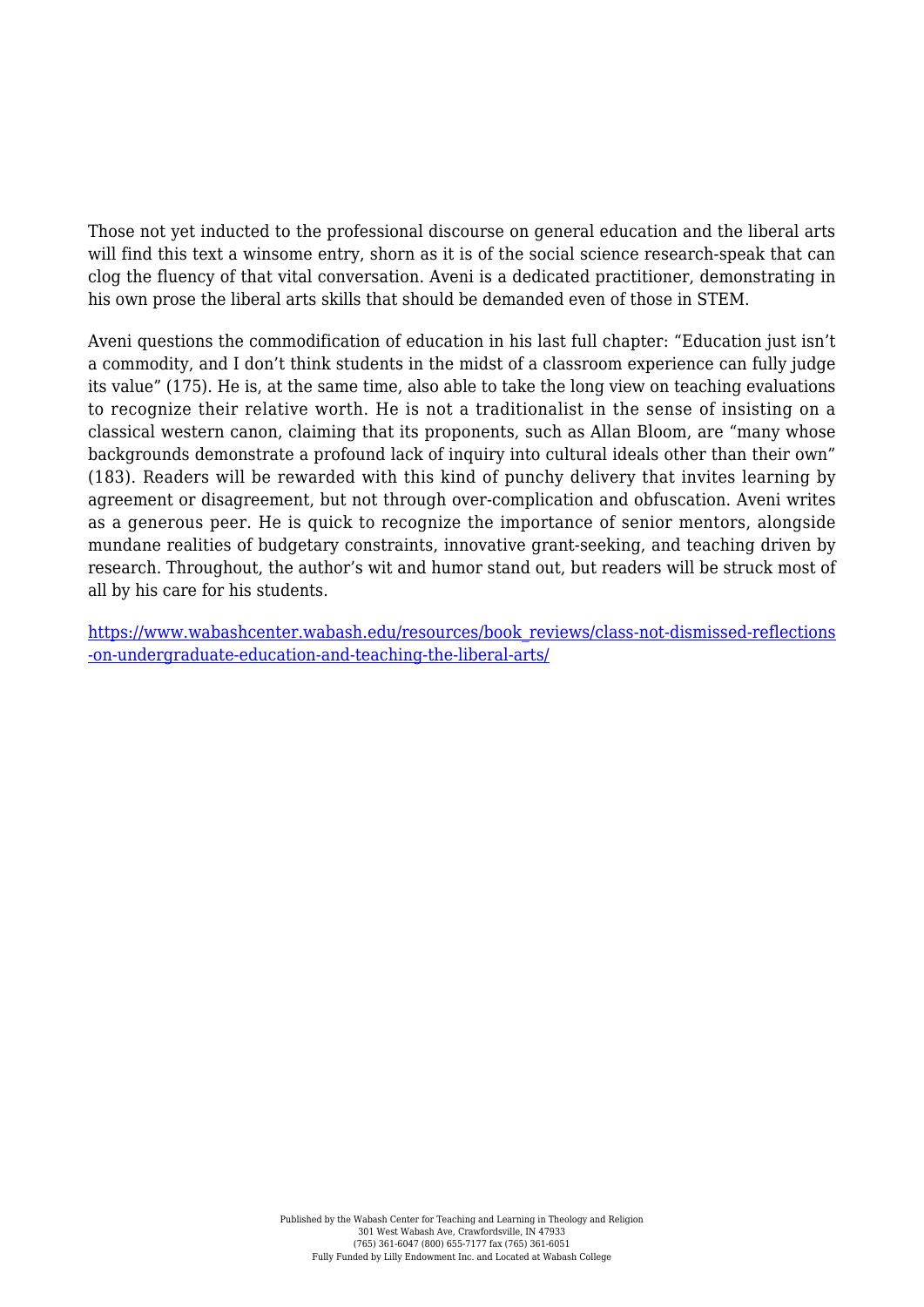Those not yet inducted to the professional discourse on general education and the liberal arts will find this text a winsome entry, shorn as it is of the social science research-speak that can clog the fluency of that vital conversation. Aveni is a dedicated practitioner, demonstrating in his own prose the liberal arts skills that should be demanded even of those in STEM.

Aveni questions the commodification of education in his last full chapter: "Education just isn't a commodity, and I don't think students in the midst of a classroom experience can fully judge its value" (175). He is, at the same time, also able to take the long view on teaching evaluations to recognize their relative worth. He is not a traditionalist in the sense of insisting on a classical western canon, claiming that its proponents, such as Allan Bloom, are "many whose backgrounds demonstrate a profound lack of inquiry into cultural ideals other than their own" (183). Readers will be rewarded with this kind of punchy delivery that invites learning by agreement or disagreement, but not through over-complication and obfuscation. Aveni writes as a generous peer. He is quick to recognize the importance of senior mentors, alongside mundane realities of budgetary constraints, innovative grant-seeking, and teaching driven by research. Throughout, the author's wit and humor stand out, but readers will be struck most of all by his care for his students.

https://www.wabashcenter.wabash.edu/resources/book_reviews/class-not-dismissed-reflections-on-undergraduate-education-and-teaching-the-liberal-arts/